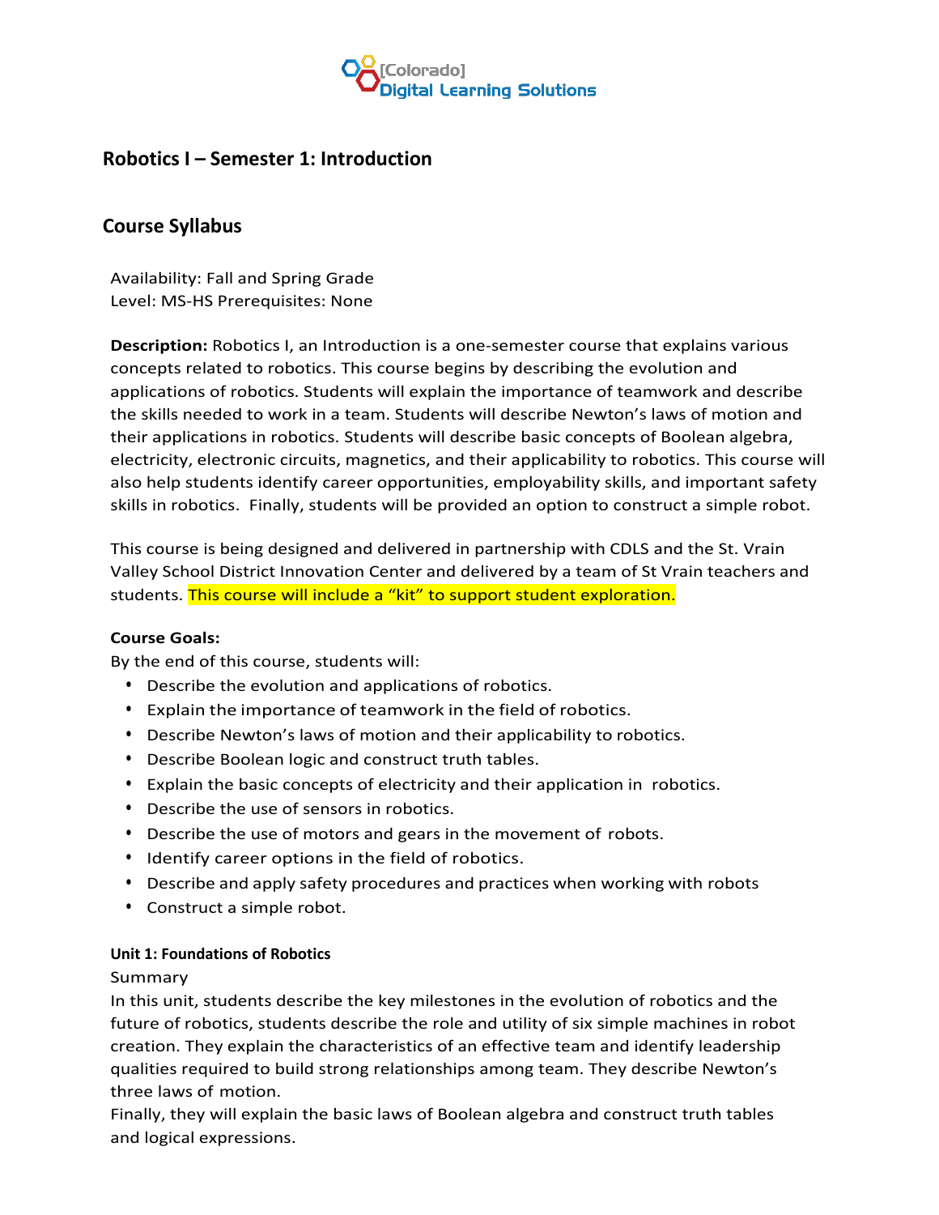[Colorado]
Digital Learning Solutions

## Robotics I – Semester 1: Introduction

## Course Syllabus

Availability: Fall and Spring Grade
Level: MS-HS Prerequisites: None

**Description:** Robotics I, an Introduction is a one-semester course that explains various concepts related to robotics. This course begins by describing the evolution and applications of robotics. Students will explain the importance of teamwork and describe the skills needed to work in a team. Students will describe Newton's laws of motion and their applications in robotics. Students will describe basic concepts of Boolean algebra, electricity, electronic circuits, magnetics, and their applicability to robotics. This course will also help students identify career opportunities, employability skills, and important safety skills in robotics. Finally, students will be provided an option to construct a simple robot.

This course is being designed and delivered in partnership with CDLS and the St. Vrain Valley School District Innovation Center and delivered by a team of St Vrain teachers and students. This course will include a "kit" to support student exploration.

**Course Goals:**
By the end of this course, students will:

- Describe the evolution and applications of robotics.
- Explain the importance of teamwork in the field of robotics.
- Describe Newton's laws of motion and their applicability to robotics.
- Describe Boolean logic and construct truth tables.
- Explain the basic concepts of electricity and their application in robotics.
- Describe the use of sensors in robotics.
- Describe the use of motors and gears in the movement of robots.
- Identify career options in the field of robotics.
- Describe and apply safety procedures and practices when working with robots
- Construct a simple robot.

**Unit 1: Foundations of Robotics**

Summary
In this unit, students describe the key milestones in the evolution of robotics and the future of robotics, students describe the role and utility of six simple machines in robot creation. They explain the characteristics of an effective team and identify leadership qualities required to build strong relationships among team. They describe Newton's three laws of motion.
Finally, they will explain the basic laws of Boolean algebra and construct truth tables and logical expressions.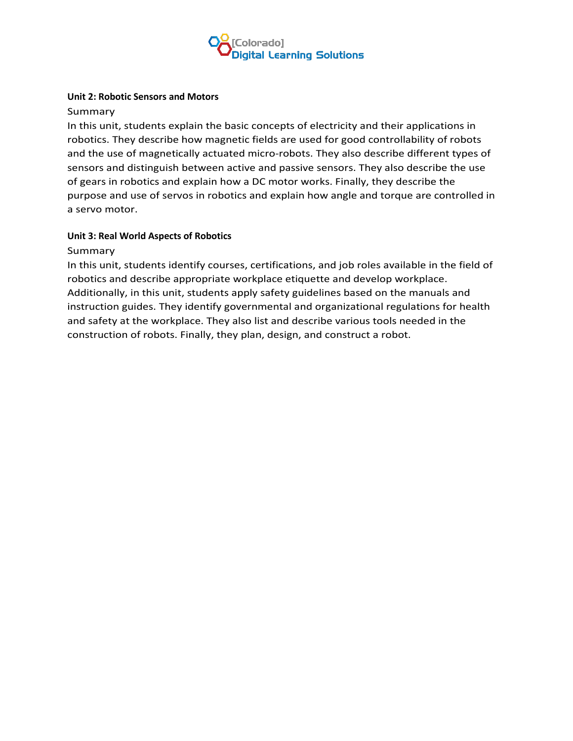**Unit 2: Robotic Sensors and Motors**

Summary

In this unit, students explain the basic concepts of electricity and their applications in robotics. They describe how magnetic fields are used for good controllability of robots and the use of magnetically actuated micro-robots. They also describe different types of sensors and distinguish between active and passive sensors. They also describe the use of gears in robotics and explain how a DC motor works. Finally, they describe the purpose and use of servos in robotics and explain how angle and torque are controlled in a servo motor.

**Unit 3: Real World Aspects of Robotics**

Summary

In this unit, students identify courses, certifications, and job roles available in the field of robotics and describe appropriate workplace etiquette and develop workplace. Additionally, in this unit, students apply safety guidelines based on the manuals and instruction guides. They identify governmental and organizational regulations for health and safety at the workplace. They also list and describe various tools needed in the construction of robots. Finally, they plan, design, and construct a robot.